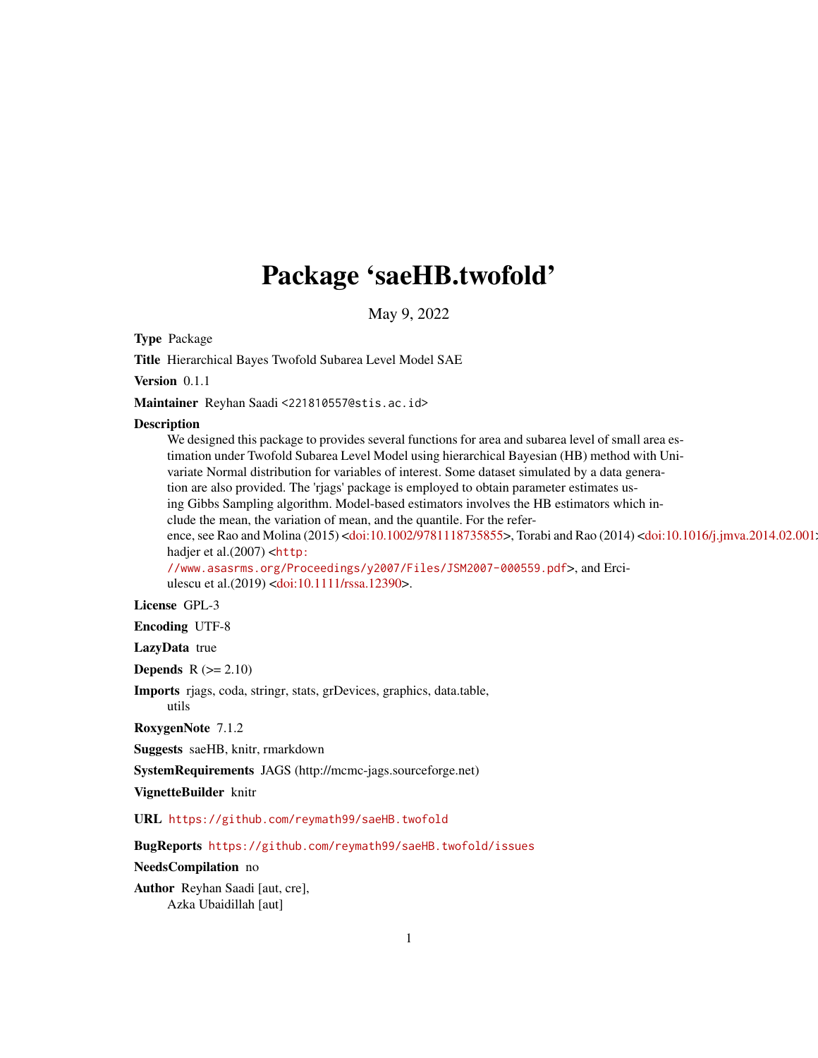# Package 'saeHB.twofold'

May 9, 2022

**Type** Package

**Title** Hierarchical Bayes Twofold Subarea Level Model SAE

**Version** 0.1.1

**Maintainer** Reyhan Saadi <221810557@stis.ac.id>

**Description**
We designed this package to provides several functions for area and subarea level of small area estimation under Twofold Subarea Level Model using hierarchical Bayesian (HB) method with Univariate Normal distribution for variables of interest. Some dataset simulated by a data generation are also provided. The 'rjags' package is employed to obtain parameter estimates using Gibbs Sampling algorithm. Model-based estimators involves the HB estimators which include the mean, the variation of mean, and the quantile. For the reference, see Rao and Molina (2015) <doi:10.1002/9781118735855>, Torabi and Rao (2014) <doi:10.1016/j.jmva.2014.02.001>, Leyva-Estrada, Morales and Molina (2015) hadjer et al.(2007) <http://www.asasrms.org/Proceedings/y2007/Files/JSM2007-000559.pdf>, and Erciulescu et al.(2019) <doi:10.1111/rssa.12390>.

**License** GPL-3

**Encoding** UTF-8

**LazyData** true

**Depends** R (>= 2.10)

**Imports** rjags, coda, stringr, stats, grDevices, graphics, data.table, utils

**RoxygenNote** 7.1.2

**Suggests** saeHB, knitr, rmarkdown

**SystemRequirements** JAGS (http://mcmc-jags.sourceforge.net)

**VignetteBuilder** knitr

**URL** https://github.com/reymath99/saeHB.twofold

**BugReports** https://github.com/reymath99/saeHB.twofold/issues

**NeedsCompilation** no

**Author** Reyhan Saadi [aut, cre],
Azka Ubaidillah [aut]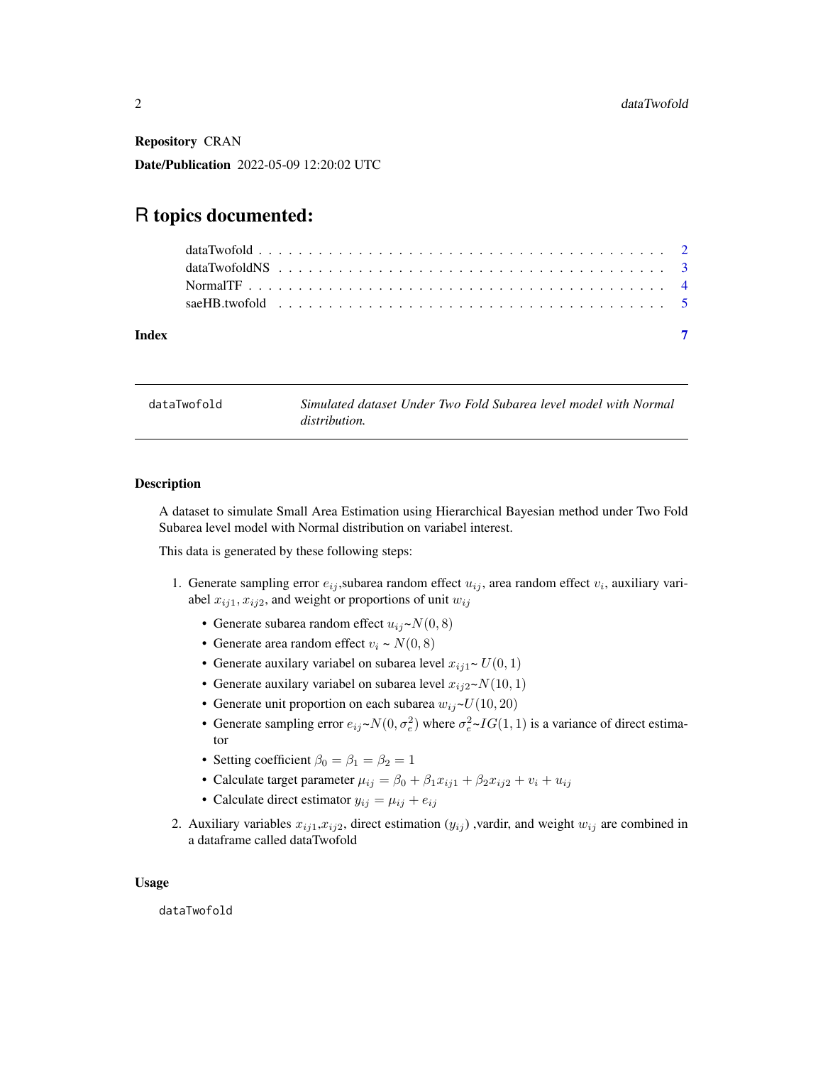**Repository** CRAN

**Date/Publication** 2022-05-09 12:20:02 UTC

# R topics documented:

dataTwofold . . . . . . . . . . . . . . . . . . . . . . . . . . . . . . . . . . . . . . . 2
dataTwofoldNS . . . . . . . . . . . . . . . . . . . . . . . . . . . . . . . . . . . . . . 3
NormalTF . . . . . . . . . . . . . . . . . . . . . . . . . . . . . . . . . . . . . . . . 4
saeHB.twofold . . . . . . . . . . . . . . . . . . . . . . . . . . . . . . . . . . . . . . 5

**Index** 7

---

`dataTwofold` *Simulated dataset Under Two Fold Subarea level model with Normal distribution.*

---

### Description

A dataset to simulate Small Area Estimation using Hierarchical Bayesian method under Two Fold Subarea level model with Normal distribution on variabel interest.

This data is generated by these following steps:

1. Generate sampling error $e_{ij}$,subarea random effect $u_{ij}$, area random effect $v_i$, auxiliary variabel $x_{ij1}, x_{ij2}$, and weight or proportions of unit $w_{ij}$
   - Generate subarea random effect $u_{ij}$~$N(0, 8)$
   - Generate area random effect $v_i$ ~ $N(0, 8)$
   - Generate auxilary variabel on subarea level $x_{ij1}$~ $U(0, 1)$
   - Generate auxilary variabel on subarea level $x_{ij2}$~$N(10, 1)$
   - Generate unit proportion on each subarea $w_{ij}$~$U(10, 20)$
   - Generate sampling error $e_{ij}$~$N(0, \sigma_e^2)$ where $\sigma_e^2$~$IG(1, 1)$ is a variance of direct estimator
   - Setting coefficient $\beta_0 = \beta_1 = \beta_2 = 1$
   - Calculate target parameter $\mu_{ij} = \beta_0 + \beta_1 x_{ij1} + \beta_2 x_{ij2} + v_i + u_{ij}$
   - Calculate direct estimator $y_{ij} = \mu_{ij} + e_{ij}$
2. Auxiliary variables $x_{ij1}$,$x_{ij2}$, direct estimation ($y_{ij}$) ,vardir, and weight $w_{ij}$ are combined in a dataframe called dataTwofold

### Usage

```
dataTwofold
```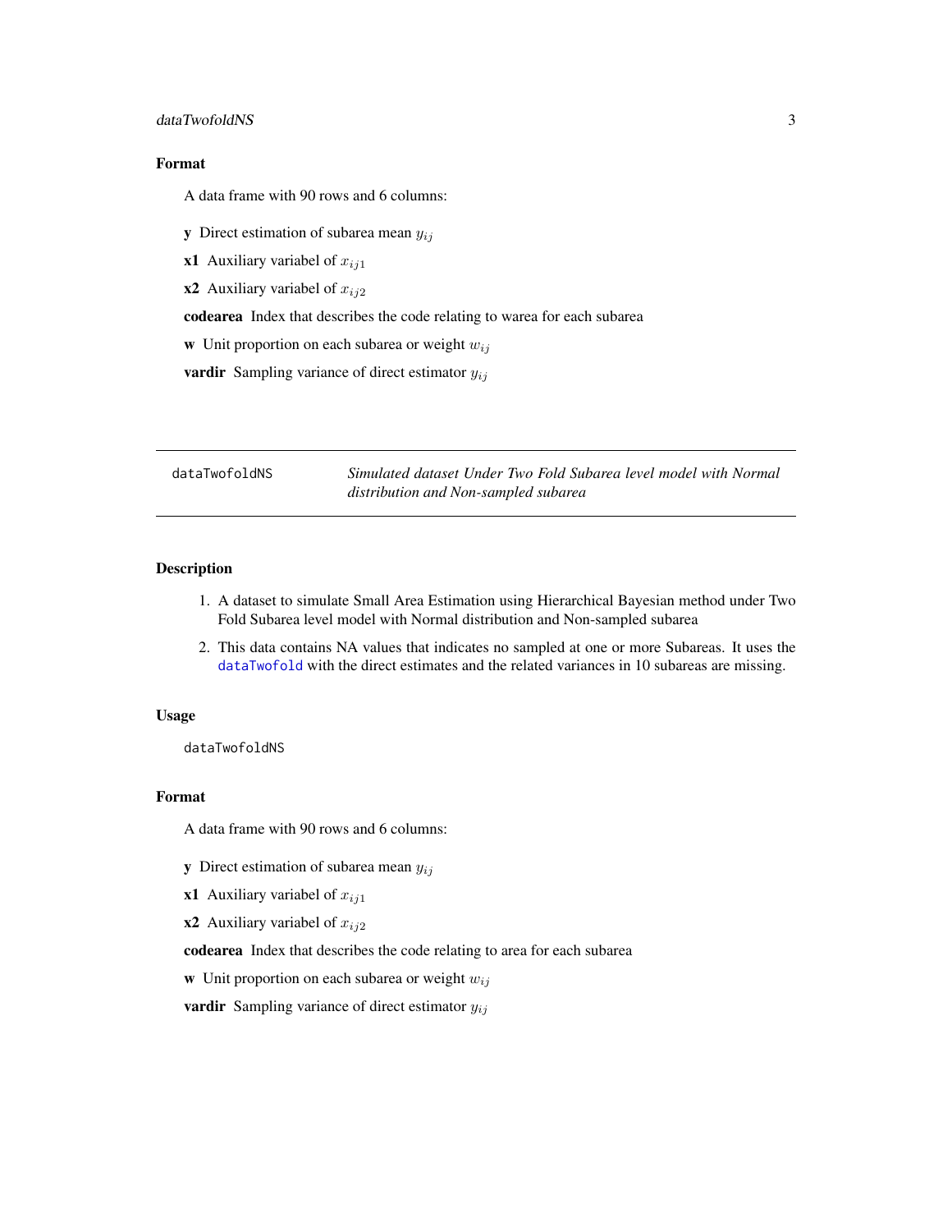## Format

A data frame with 90 rows and 6 columns:

**y** Direct estimation of subarea mean $y_{ij}$

**x1** Auxiliary variabel of $x_{ij1}$

**x2** Auxiliary variabel of $x_{ij2}$

**codearea** Index that describes the code relating to warea for each subarea

**w** Unit proportion on each subarea or weight $w_{ij}$

**vardir** Sampling variance of direct estimator $y_{ij}$

---

`dataTwofoldNS` *Simulated dataset Under Two Fold Subarea level model with Normal distribution and Non-sampled subarea*

---

## Description

1. A dataset to simulate Small Area Estimation using Hierarchical Bayesian method under Two Fold Subarea level model with Normal distribution and Non-sampled subarea
2. This data contains NA values that indicates no sampled at one or more Subareas. It uses the `dataTwofold` with the direct estimates and the related variances in 10 subareas are missing.

## Usage

```
dataTwofoldNS
```

## Format

A data frame with 90 rows and 6 columns:

**y** Direct estimation of subarea mean $y_{ij}$

**x1** Auxiliary variabel of $x_{ij1}$

**x2** Auxiliary variabel of $x_{ij2}$

**codearea** Index that describes the code relating to area for each subarea

**w** Unit proportion on each subarea or weight $w_{ij}$

**vardir** Sampling variance of direct estimator $y_{ij}$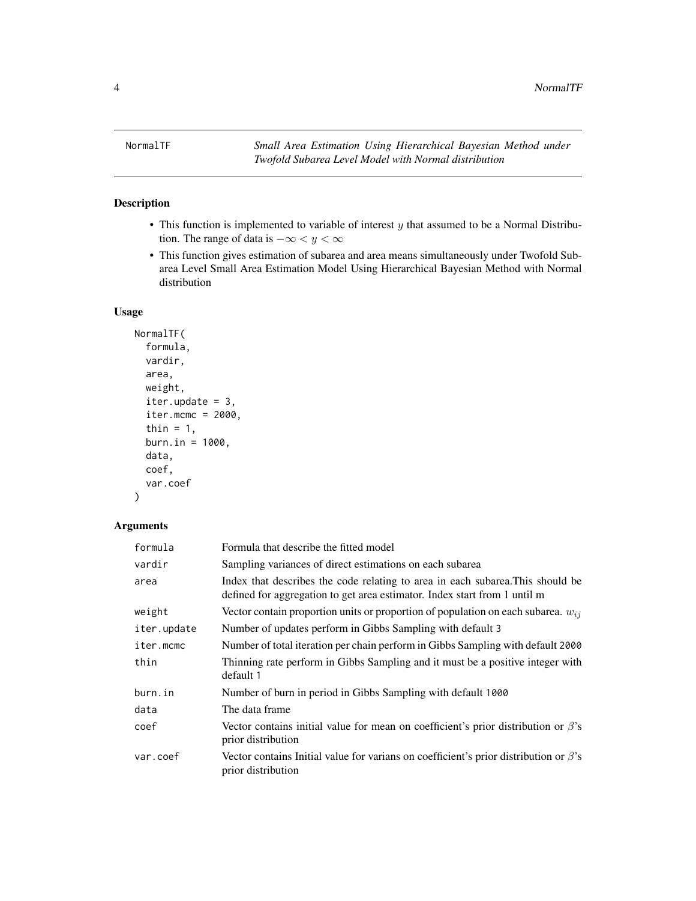NormalTF    *Small Area Estimation Using Hierarchical Bayesian Method under Twofold Subarea Level Model with Normal distribution*

## Description

- This function is implemented to variable of interest $y$ that assumed to be a Normal Distribution. The range of data is $-\infty < y < \infty$
- This function gives estimation of subarea and area means simultaneously under Twofold Subarea Level Small Area Estimation Model Using Hierarchical Bayesian Method with Normal distribution

## Usage

```
NormalTF(
  formula,
  vardir,
  area,
  weight,
  iter.update = 3,
  iter.mcmc = 2000,
  thin = 1,
  burn.in = 1000,
  data,
  coef,
  var.coef
)
```

## Arguments

| | |
|---|---|
| formula | Formula that describe the fitted model |
| vardir | Sampling variances of direct estimations on each subarea |
| area | Index that describes the code relating to area in each subarea.This should be defined for aggregation to get area estimator. Index start from 1 until m |
| weight | Vector contain proportion units or proportion of population on each subarea. $w_{ij}$ |
| iter.update | Number of updates perform in Gibbs Sampling with default 3 |
| iter.mcmc | Number of total iteration per chain perform in Gibbs Sampling with default 2000 |
| thin | Thinning rate perform in Gibbs Sampling and it must be a positive integer with default 1 |
| burn.in | Number of burn in period in Gibbs Sampling with default 1000 |
| data | The data frame |
| coef | Vector contains initial value for mean on coefficient's prior distribution or $\beta$'s prior distribution |
| var.coef | Vector contains Initial value for varians on coefficient's prior distribution or $\beta$'s prior distribution |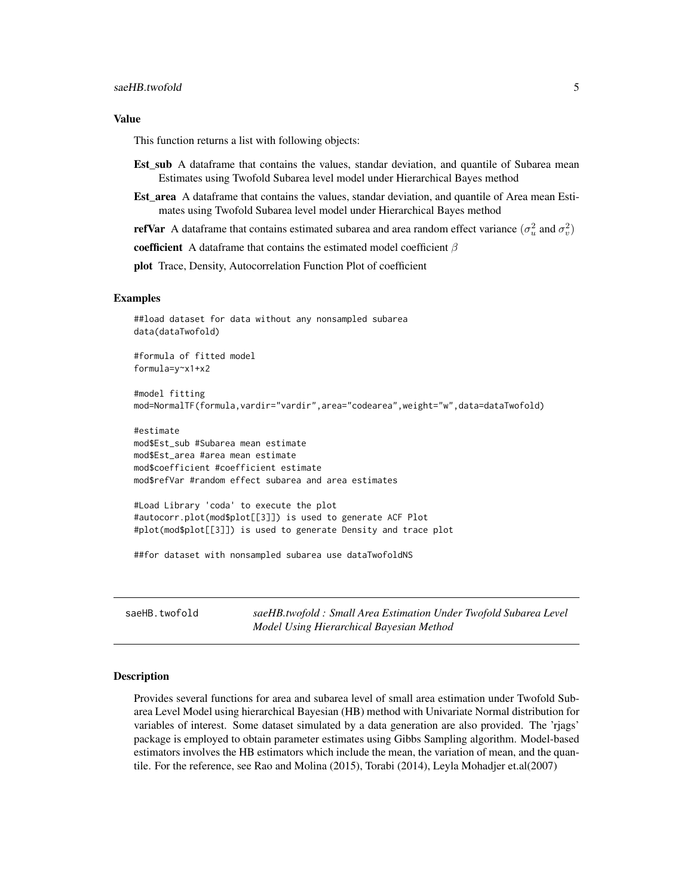### Value

This function returns a list with following objects:

**Est_sub** A dataframe that contains the values, standar deviation, and quantile of Subarea mean Estimates using Twofold Subarea level model under Hierarchical Bayes method

**Est_area** A dataframe that contains the values, standar deviation, and quantile of Area mean Estimates using Twofold Subarea level model under Hierarchical Bayes method

**refVar** A dataframe that contains estimated subarea and area random effect variance ($\sigma_u^2$ and $\sigma_v^2$)

**coefficient** A dataframe that contains the estimated model coefficient $\beta$

**plot** Trace, Density, Autocorrelation Function Plot of coefficient

### Examples

```
##load dataset for data without any nonsampled subarea
data(dataTwofold)

#formula of fitted model
formula=y~x1+x2

#model fitting
mod=NormalTF(formula,vardir="vardir",area="codearea",weight="w",data=dataTwofold)

#estimate
mod$Est_sub #Subarea mean estimate
mod$Est_area #area mean estimate
mod$coefficient #coefficient estimate
mod$refVar #random effect subarea and area estimates

#Load Library 'coda' to execute the plot
#autocorr.plot(mod$plot[[3]]) is used to generate ACF Plot
#plot(mod$plot[[3]]) is used to generate Density and trace plot

##for dataset with nonsampled subarea use dataTwofoldNS
```

---

## saeHB.twofold — *saeHB.twofold : Small Area Estimation Under Twofold Subarea Level Model Using Hierarchical Bayesian Method*

### Description

Provides several functions for area and subarea level of small area estimation under Twofold Subarea Level Model using hierarchical Bayesian (HB) method with Univariate Normal distribution for variables of interest. Some dataset simulated by a data generation are also provided. The 'rjags' package is employed to obtain parameter estimates using Gibbs Sampling algorithm. Model-based estimators involves the HB estimators which include the mean, the variation of mean, and the quantile. For the reference, see Rao and Molina (2015), Torabi (2014), Leyla Mohadjer et.al(2007)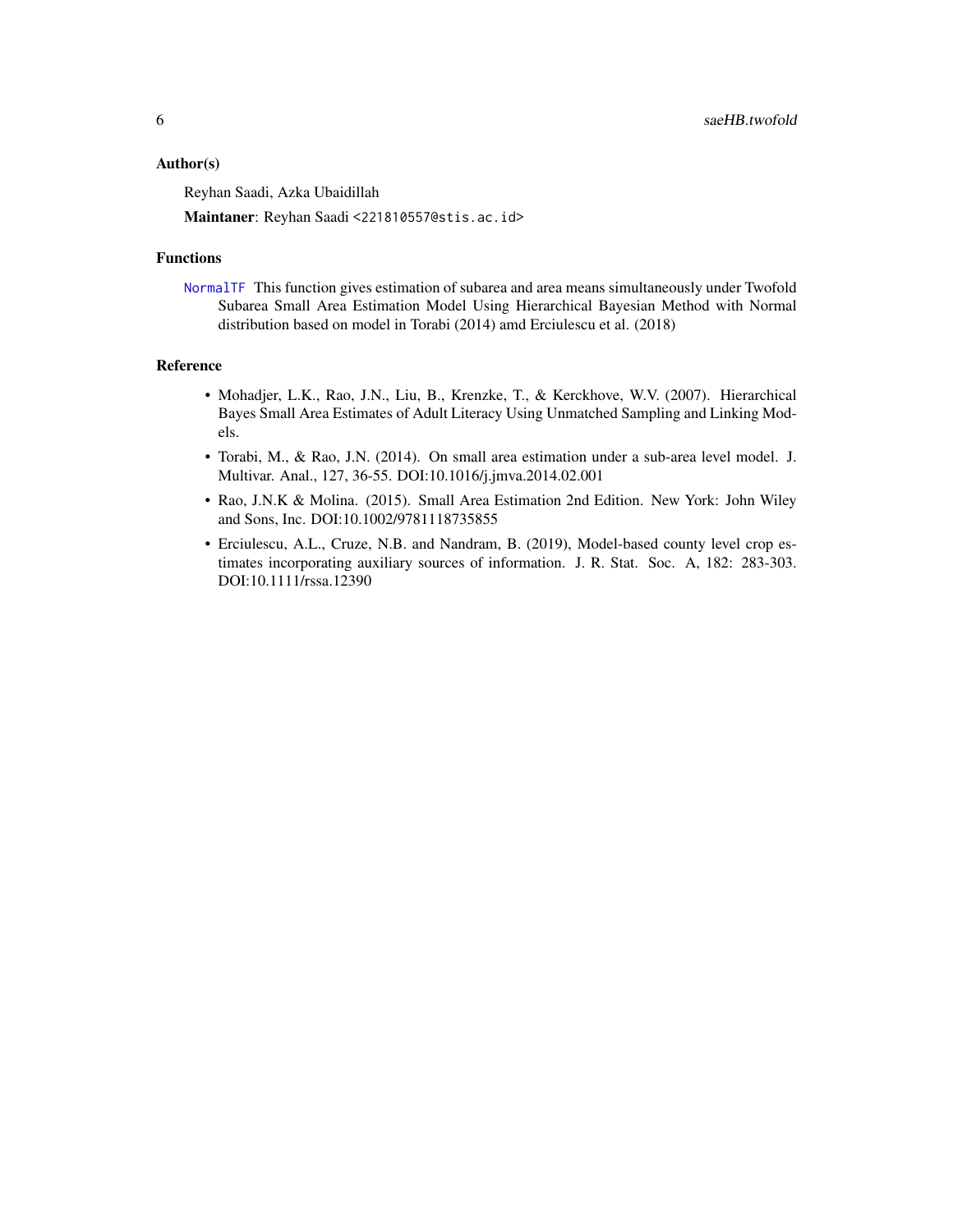## Author(s)

Reyhan Saadi, Azka Ubaidillah

**Maintaner**: Reyhan Saadi <221810557@stis.ac.id>

## Functions

**NormalTF** This function gives estimation of subarea and area means simultaneously under Twofold Subarea Small Area Estimation Model Using Hierarchical Bayesian Method with Normal distribution based on model in Torabi (2014) amd Erciulescu et al. (2018)

## Reference

- Mohadjer, L.K., Rao, J.N., Liu, B., Krenzke, T., & Kerckhove, W.V. (2007). Hierarchical Bayes Small Area Estimates of Adult Literacy Using Unmatched Sampling and Linking Models.
- Torabi, M., & Rao, J.N. (2014). On small area estimation under a sub-area level model. J. Multivar. Anal., 127, 36-55. DOI:10.1016/j.jmva.2014.02.001
- Rao, J.N.K & Molina. (2015). Small Area Estimation 2nd Edition. New York: John Wiley and Sons, Inc. DOI:10.1002/9781118735855
- Erciulescu, A.L., Cruze, N.B. and Nandram, B. (2019), Model-based county level crop estimates incorporating auxiliary sources of information. J. R. Stat. Soc. A, 182: 283-303. DOI:10.1111/rssa.12390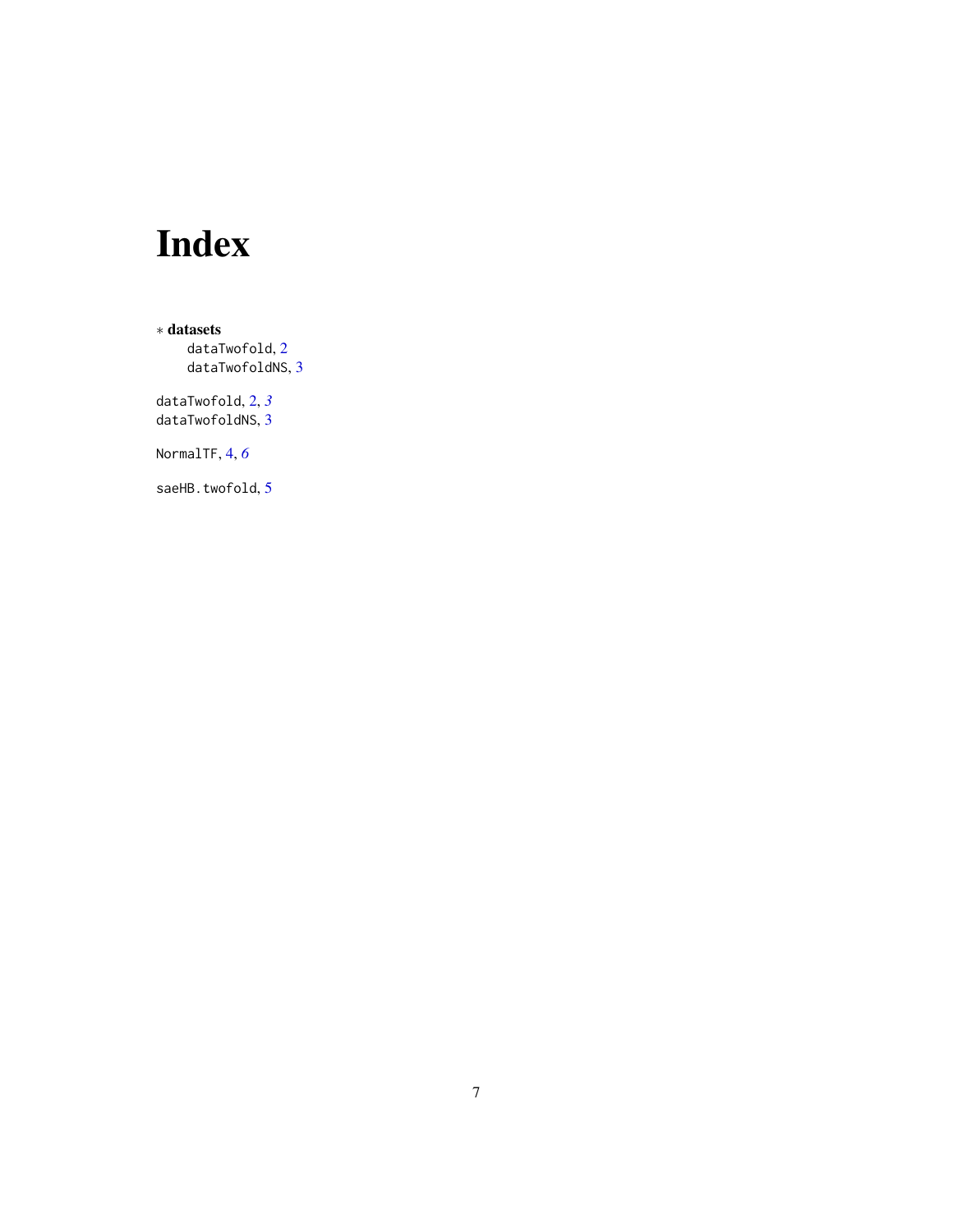# Index

∗ **datasets**
  dataTwofold, 2
  dataTwofoldNS, 3

dataTwofold, 2, *3*
dataTwofoldNS, 3

NormalTF, 4, *6*

saeHB.twofold, 5